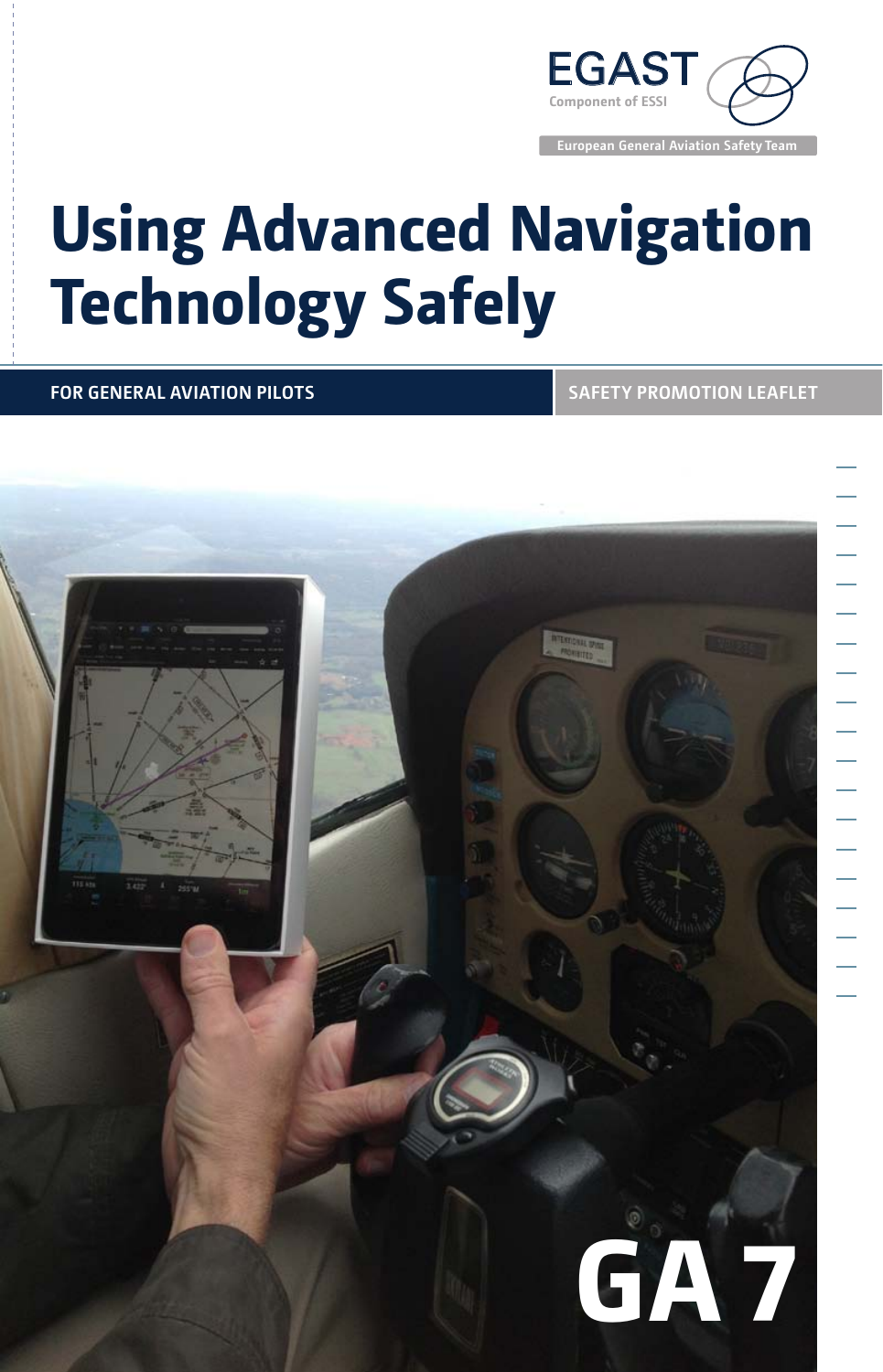EGAST

Component of ESSI

European General Aviation Safety Team

# Using Advanced Navigation Technology Safely

FOR GENERAL AVIATION PILOTS

SAFETY PROMOTION LEAFLET

GA 7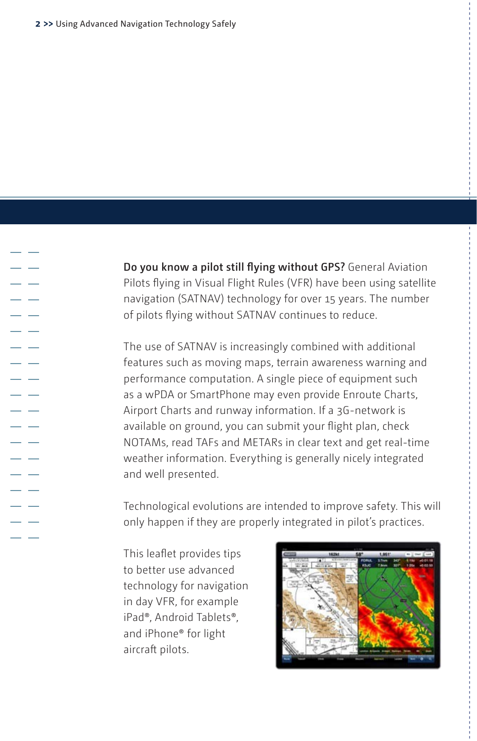**Do you know a pilot still flying without GPS?** General Aviation Pilots flying in Visual Flight Rules (VFR) have been using satellite navigation (SATNAV) technology for over 15 years. The number of pilots flying without SATNAV continues to reduce.

The use of SATNAV is increasingly combined with additional features such as moving maps, terrain awareness warning and performance computation. A single piece of equipment such as a wPDA or SmartPhone may even provide Enroute Charts, Airport Charts and runway information. If a 3G-network is available on ground, you can submit your flight plan, check NOTAMs, read TAFs and METARs in clear text and get real-time weather information. Everything is generally nicely integrated and well presented.

Technological evolutions are intended to improve safety. This will only happen if they are properly integrated in pilot's practices.

This leaflet provides tips to better use advanced technology for navigation in day VFR, for example iPad®, Android Tablets®, and iPhone® for light aircraft pilots.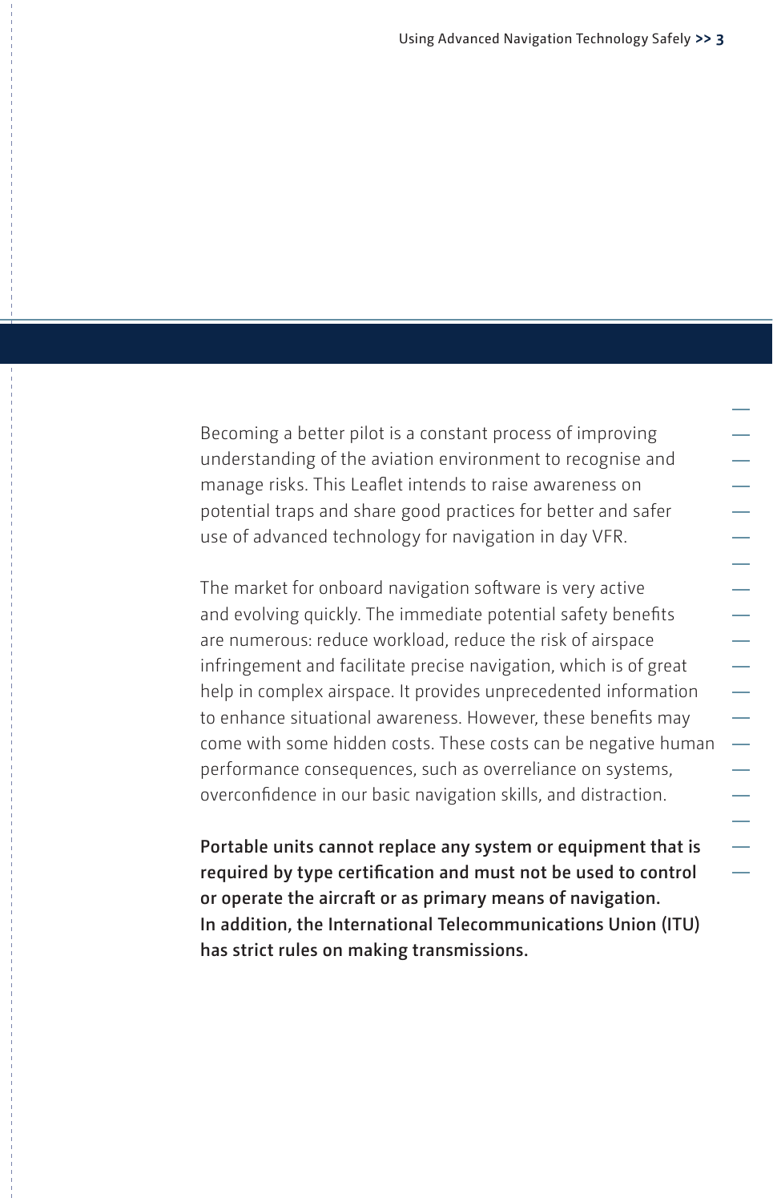Becoming a better pilot is a constant process of improving understanding of the aviation environment to recognise and manage risks. This Leaflet intends to raise awareness on potential traps and share good practices for better and safer use of advanced technology for navigation in day VFR.

The market for onboard navigation software is very active and evolving quickly. The immediate potential safety benefits are numerous: reduce workload, reduce the risk of airspace infringement and facilitate precise navigation, which is of great help in complex airspace. It provides unprecedented information to enhance situational awareness. However, these benefits may come with some hidden costs. These costs can be negative human performance consequences, such as overreliance on systems, overconfidence in our basic navigation skills, and distraction.

**Portable units cannot replace any system or equipment that is required by type certification and must not be used to control or operate the aircraft or as primary means of navigation. In addition, the International Telecommunications Union (ITU) has strict rules on making transmissions.**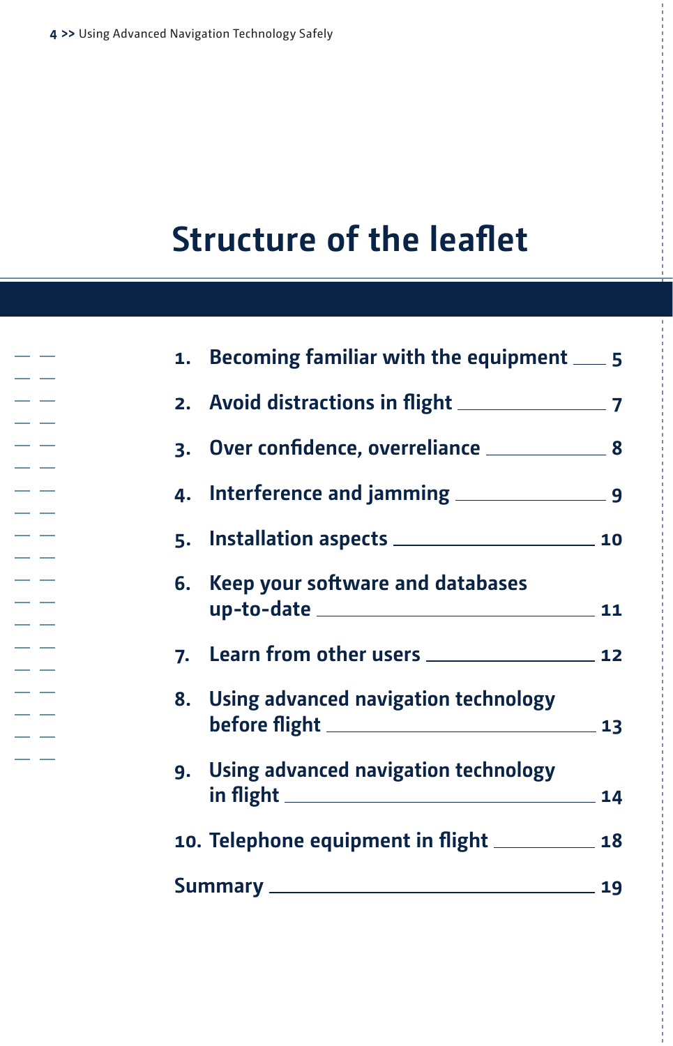# Structure of the leaflet

1. Becoming familiar with the equipment — 5
2. Avoid distractions in flight — 7
3. Over confidence, overreliance — 8
4. Interference and jamming — 9
5. Installation aspects — 10
6. Keep your software and databases up-to-date — 11
7. Learn from other users — 12
8. Using advanced navigation technology before flight — 13
9. Using advanced navigation technology in flight — 14
10. Telephone equipment in flight — 18

Summary — 19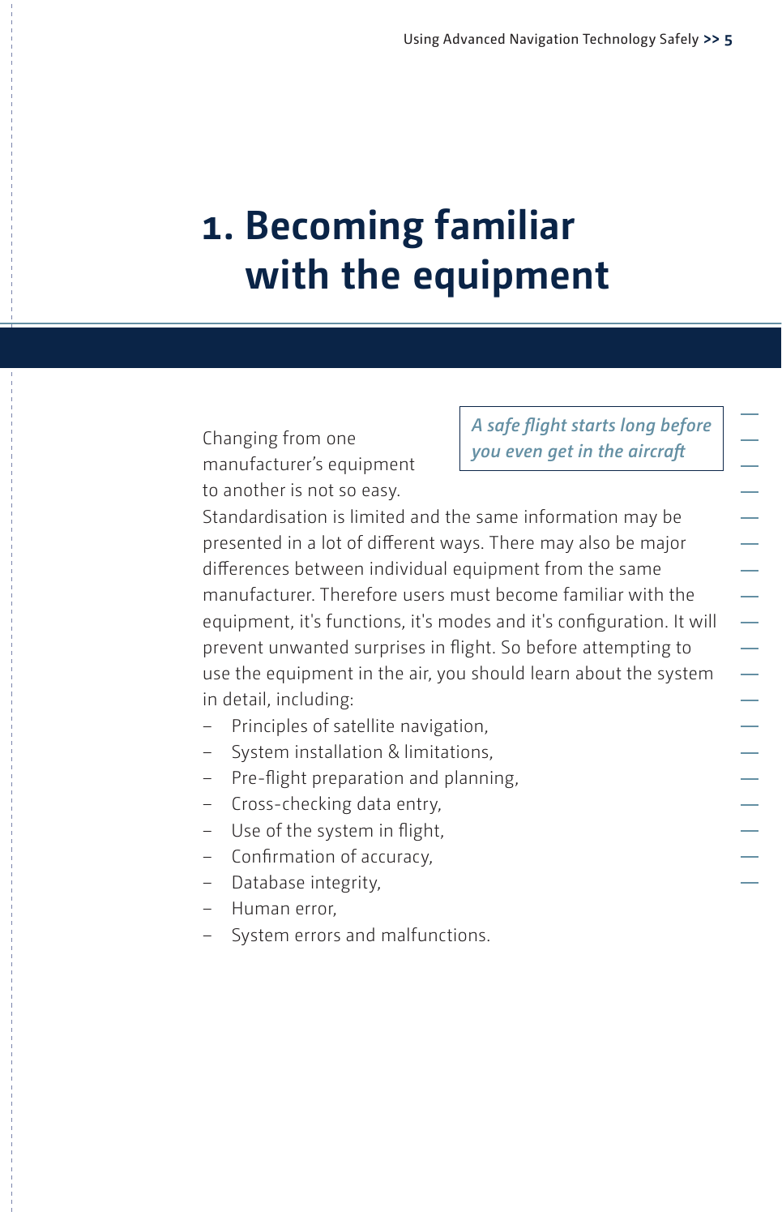# 1. Becoming familiar with the equipment

*A safe flight starts long before you even get in the aircraft*

Changing from one manufacturer's equipment to another is not so easy. Standardisation is limited and the same information may be presented in a lot of different ways. There may also be major differences between individual equipment from the same manufacturer. Therefore users must become familiar with the equipment, it's functions, it's modes and it's configuration. It will prevent unwanted surprises in flight. So before attempting to use the equipment in the air, you should learn about the system in detail, including:

- Principles of satellite navigation,
- System installation & limitations,
- Pre-flight preparation and planning,
- Cross-checking data entry,
- Use of the system in flight,
- Confirmation of accuracy,
- Database integrity,
- Human error,
- System errors and malfunctions.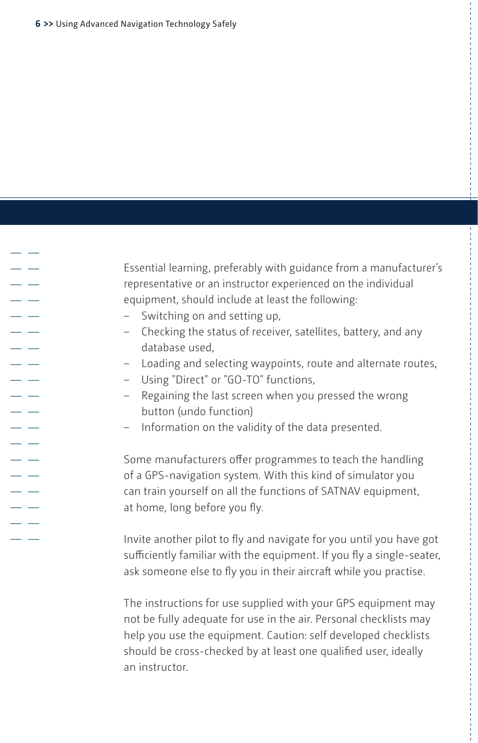Essential learning, preferably with guidance from a manufacturer's representative or an instructor experienced on the individual equipment, should include at least the following:

- Switching on and setting up,
- Checking the status of receiver, satellites, battery, and any database used,
- Loading and selecting waypoints, route and alternate routes,
- Using "Direct" or "GO-TO" functions,
- Regaining the last screen when you pressed the wrong button (undo function)
- Information on the validity of the data presented.

Some manufacturers offer programmes to teach the handling of a GPS-navigation system. With this kind of simulator you can train yourself on all the functions of SATNAV equipment, at home, long before you fly.

Invite another pilot to fly and navigate for you until you have got sufficiently familiar with the equipment. If you fly a single-seater, ask someone else to fly you in their aircraft while you practise.

The instructions for use supplied with your GPS equipment may not be fully adequate for use in the air. Personal checklists may help you use the equipment. Caution: self developed checklists should be cross-checked by at least one qualified user, ideally an instructor.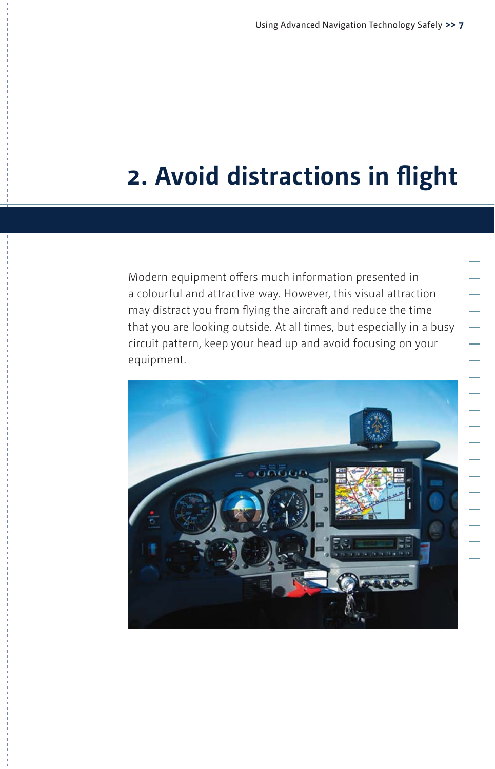# 2. Avoid distractions in flight

Modern equipment offers much information presented in a colourful and attractive way. However, this visual attraction may distract you from flying the aircraft and reduce the time that you are looking outside. At all times, but especially in a busy circuit pattern, keep your head up and avoid focusing on your equipment.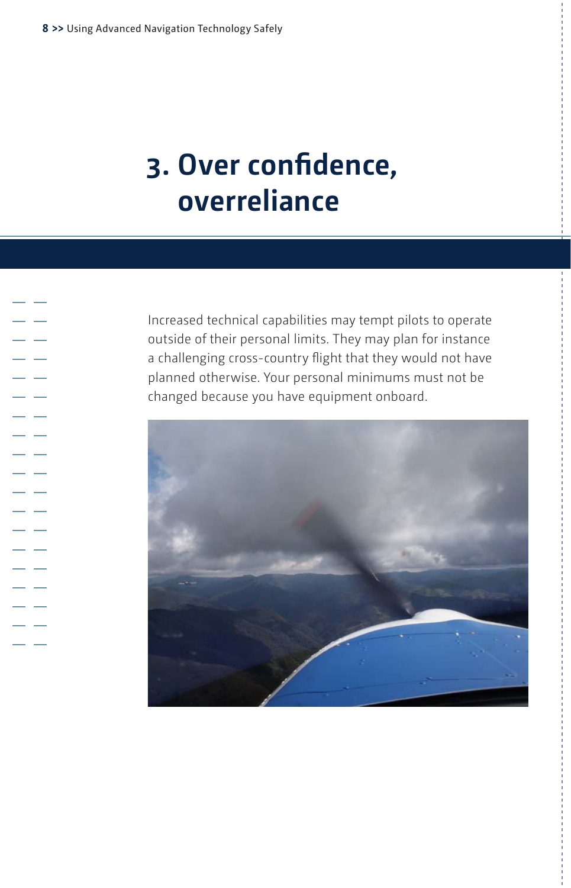# 3. Over confidence, overreliance

Increased technical capabilities may tempt pilots to operate outside of their personal limits. They may plan for instance a challenging cross-country flight that they would not have planned otherwise. Your personal minimums must not be changed because you have equipment onboard.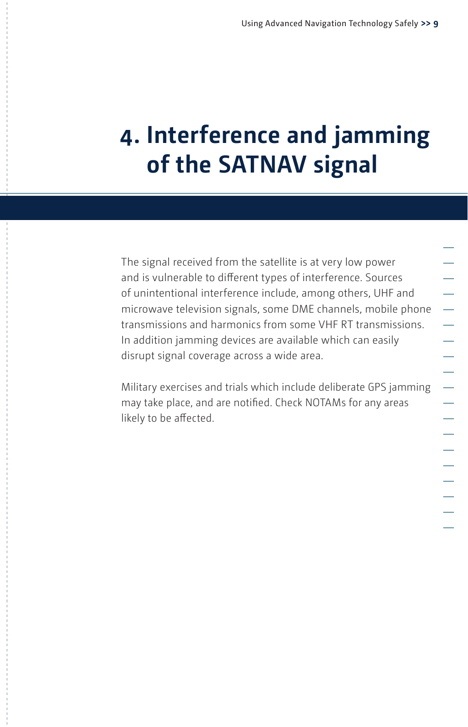# 4. Interference and jamming of the SATNAV signal

The signal received from the satellite is at very low power and is vulnerable to different types of interference. Sources of unintentional interference include, among others, UHF and microwave television signals, some DME channels, mobile phone transmissions and harmonics from some VHF RT transmissions. In addition jamming devices are available which can easily disrupt signal coverage across a wide area.

Military exercises and trials which include deliberate GPS jamming may take place, and are notified. Check NOTAMs for any areas likely to be affected.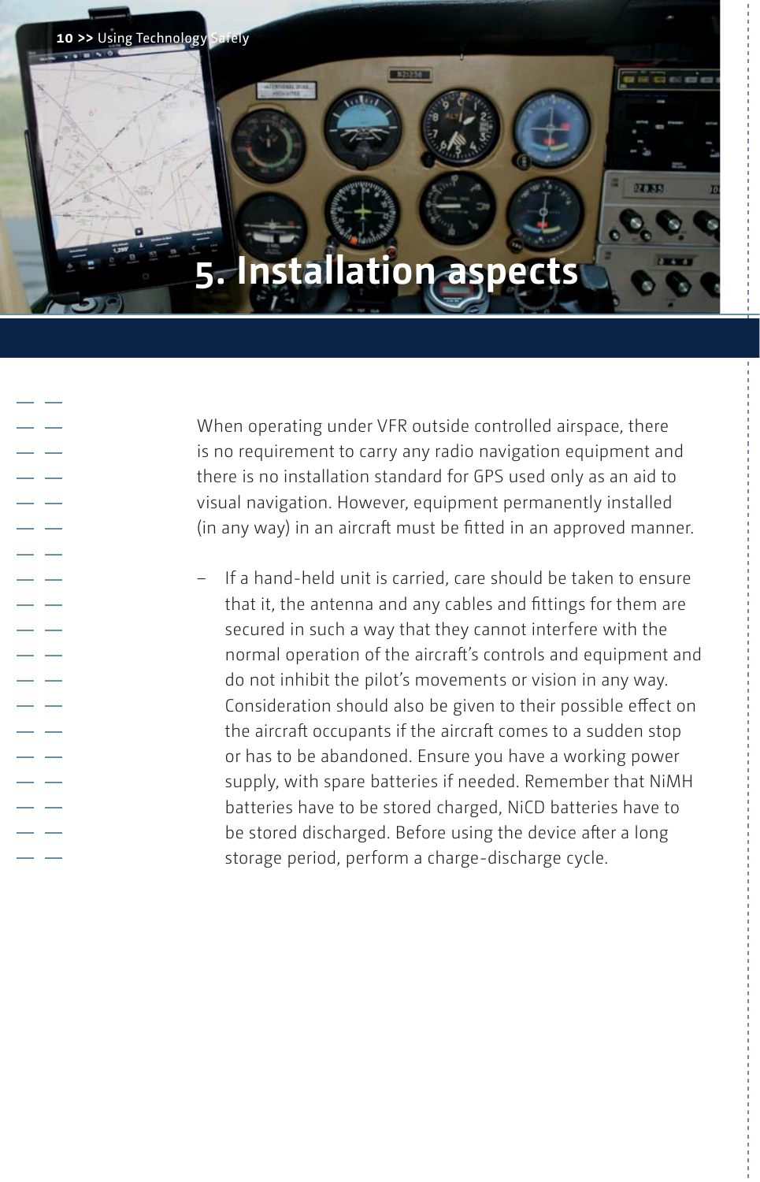# 5. Installation aspects

When operating under VFR outside controlled airspace, there is no requirement to carry any radio navigation equipment and there is no installation standard for GPS used only as an aid to visual navigation. However, equipment permanently installed (in any way) in an aircraft must be fitted in an approved manner.

- If a hand-held unit is carried, care should be taken to ensure that it, the antenna and any cables and fittings for them are secured in such a way that they cannot interfere with the normal operation of the aircraft's controls and equipment and do not inhibit the pilot's movements or vision in any way. Consideration should also be given to their possible effect on the aircraft occupants if the aircraft comes to a sudden stop or has to be abandoned. Ensure you have a working power supply, with spare batteries if needed. Remember that NiMH batteries have to be stored charged, NiCD batteries have to be stored discharged. Before using the device after a long storage period, perform a charge-discharge cycle.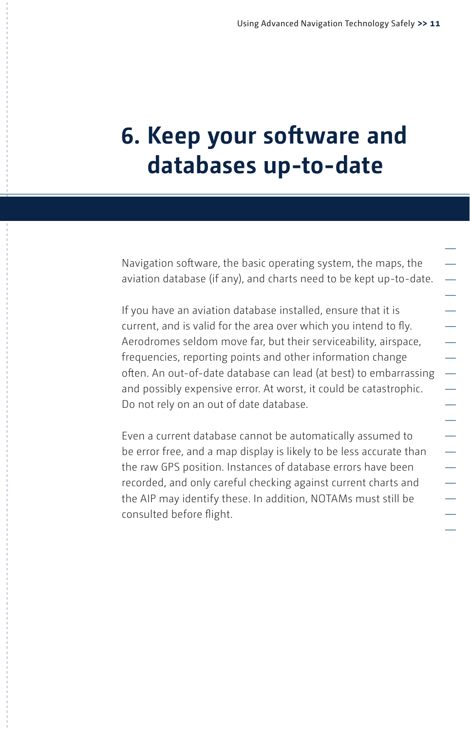# 6. Keep your software and databases up-to-date

Navigation software, the basic operating system, the maps, the aviation database (if any), and charts need to be kept up-to-date.

If you have an aviation database installed, ensure that it is current, and is valid for the area over which you intend to fly. Aerodromes seldom move far, but their serviceability, airspace, frequencies, reporting points and other information change often. An out-of-date database can lead (at best) to embarrassing and possibly expensive error. At worst, it could be catastrophic. Do not rely on an out of date database.

Even a current database cannot be automatically assumed to be error free, and a map display is likely to be less accurate than the raw GPS position. Instances of database errors have been recorded, and only careful checking against current charts and the AIP may identify these. In addition, NOTAMs must still be consulted before flight.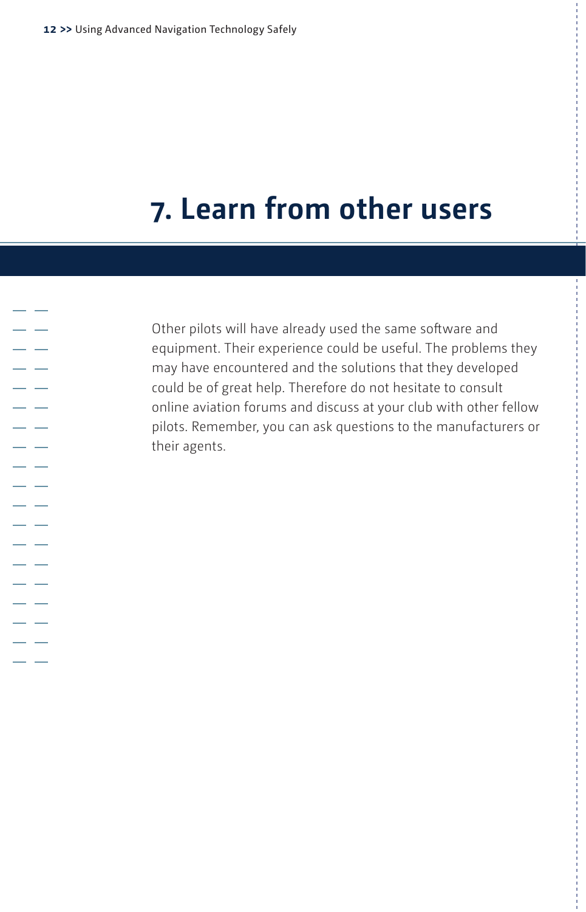# 7. Learn from other users

Other pilots will have already used the same software and equipment. Their experience could be useful. The problems they may have encountered and the solutions that they developed could be of great help. Therefore do not hesitate to consult online aviation forums and discuss at your club with other fellow pilots. Remember, you can ask questions to the manufacturers or their agents.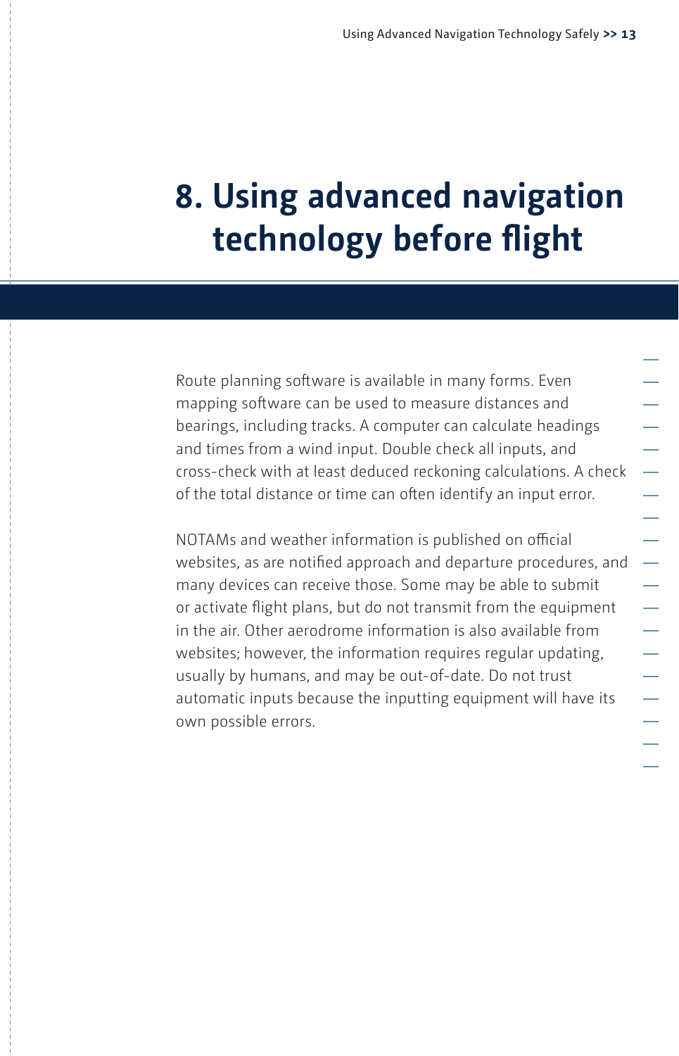# 8. Using advanced navigation technology before flight

Route planning software is available in many forms. Even mapping software can be used to measure distances and bearings, including tracks. A computer can calculate headings and times from a wind input. Double check all inputs, and cross-check with at least deduced reckoning calculations. A check of the total distance or time can often identify an input error.

NOTAMs and weather information is published on official websites, as are notified approach and departure procedures, and many devices can receive those. Some may be able to submit or activate flight plans, but do not transmit from the equipment in the air. Other aerodrome information is also available from websites; however, the information requires regular updating, usually by humans, and may be out-of-date. Do not trust automatic inputs because the inputting equipment will have its own possible errors.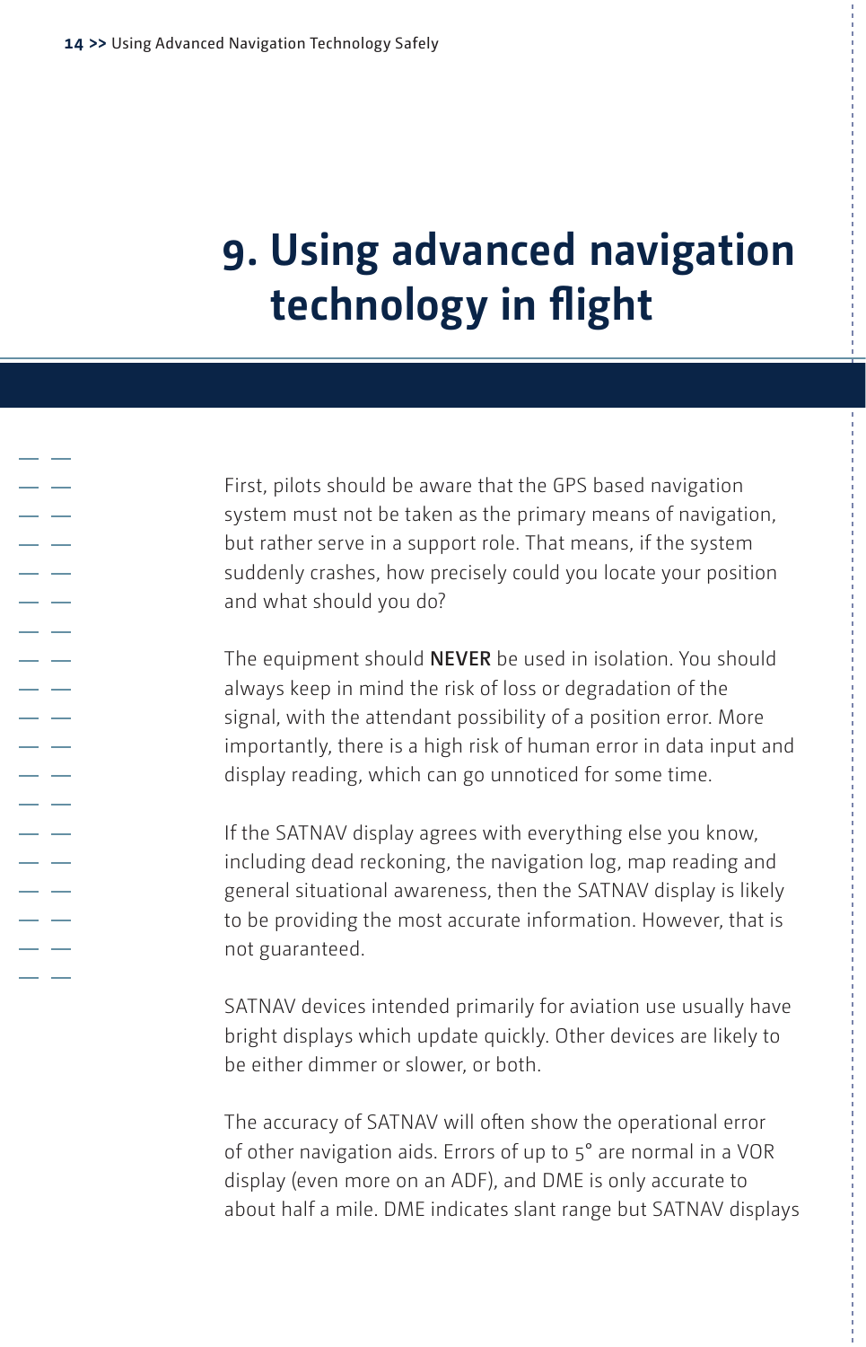# 9. Using advanced navigation technology in flight

First, pilots should be aware that the GPS based navigation system must not be taken as the primary means of navigation, but rather serve in a support role. That means, if the system suddenly crashes, how precisely could you locate your position and what should you do?

The equipment should **NEVER** be used in isolation. You should always keep in mind the risk of loss or degradation of the signal, with the attendant possibility of a position error. More importantly, there is a high risk of human error in data input and display reading, which can go unnoticed for some time.

If the SATNAV display agrees with everything else you know, including dead reckoning, the navigation log, map reading and general situational awareness, then the SATNAV display is likely to be providing the most accurate information. However, that is not guaranteed.

SATNAV devices intended primarily for aviation use usually have bright displays which update quickly. Other devices are likely to be either dimmer or slower, or both.

The accuracy of SATNAV will often show the operational error of other navigation aids. Errors of up to 5° are normal in a VOR display (even more on an ADF), and DME is only accurate to about half a mile. DME indicates slant range but SATNAV displays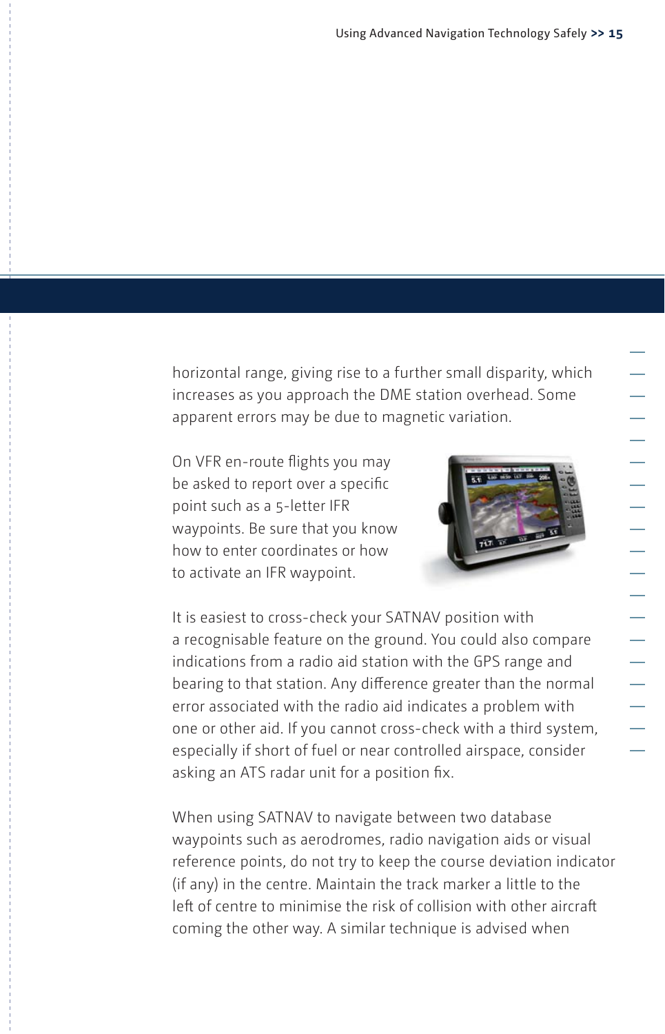horizontal range, giving rise to a further small disparity, which increases as you approach the DME station overhead. Some apparent errors may be due to magnetic variation.

On VFR en-route flights you may be asked to report over a specific point such as a 5-letter IFR waypoints. Be sure that you know how to enter coordinates or how to activate an IFR waypoint.

It is easiest to cross-check your SATNAV position with a recognisable feature on the ground. You could also compare indications from a radio aid station with the GPS range and bearing to that station. Any difference greater than the normal error associated with the radio aid indicates a problem with one or other aid. If you cannot cross-check with a third system, especially if short of fuel or near controlled airspace, consider asking an ATS radar unit for a position fix.

When using SATNAV to navigate between two database waypoints such as aerodromes, radio navigation aids or visual reference points, do not try to keep the course deviation indicator (if any) in the centre. Maintain the track marker a little to the left of centre to minimise the risk of collision with other aircraft coming the other way. A similar technique is advised when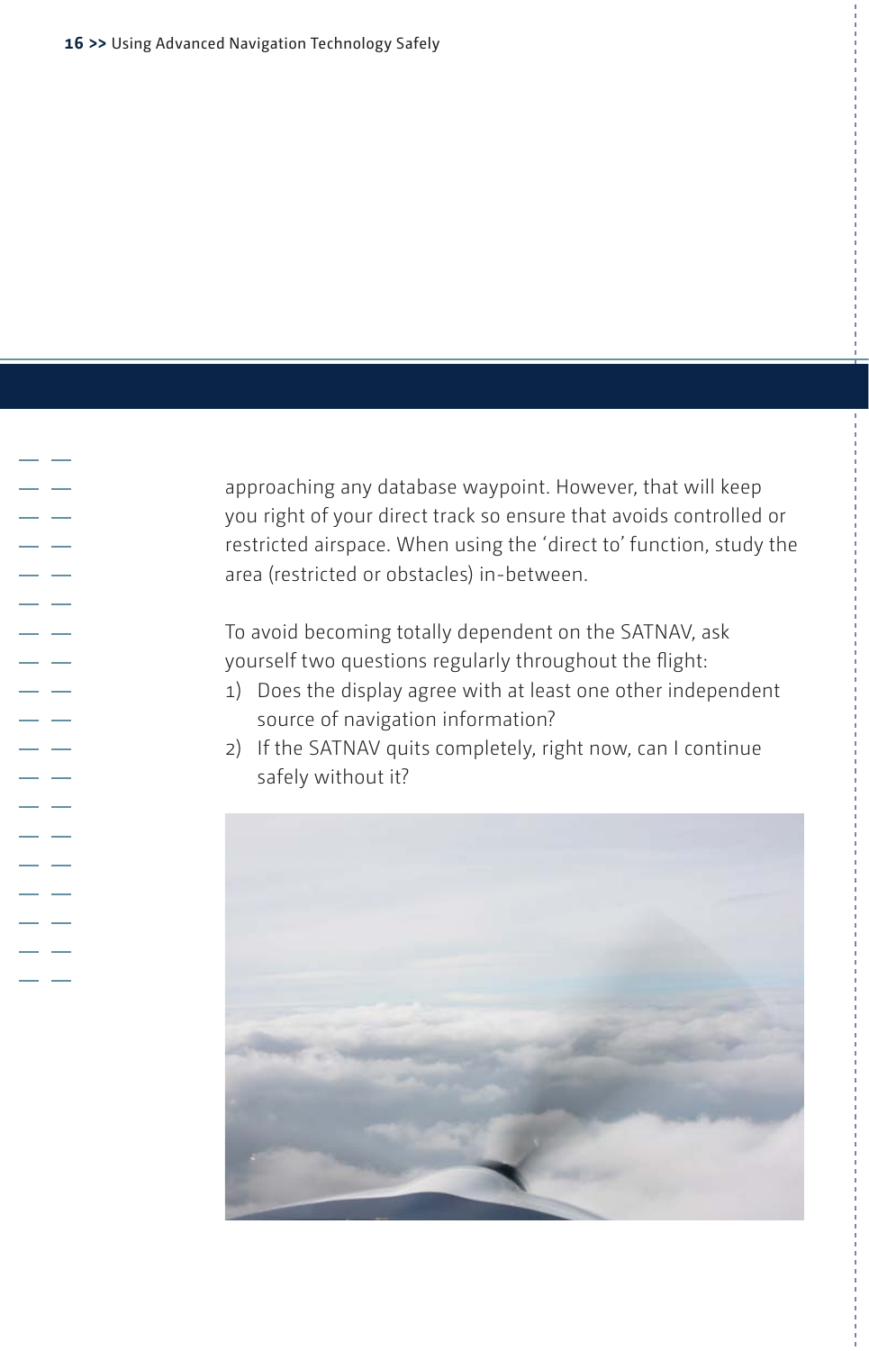approaching any database waypoint. However, that will keep you right of your direct track so ensure that avoids controlled or restricted airspace. When using the 'direct to' function, study the area (restricted or obstacles) in-between.

To avoid becoming totally dependent on the SATNAV, ask yourself two questions regularly throughout the flight:

1) Does the display agree with at least one other independent source of navigation information?
2) If the SATNAV quits completely, right now, can I continue safely without it?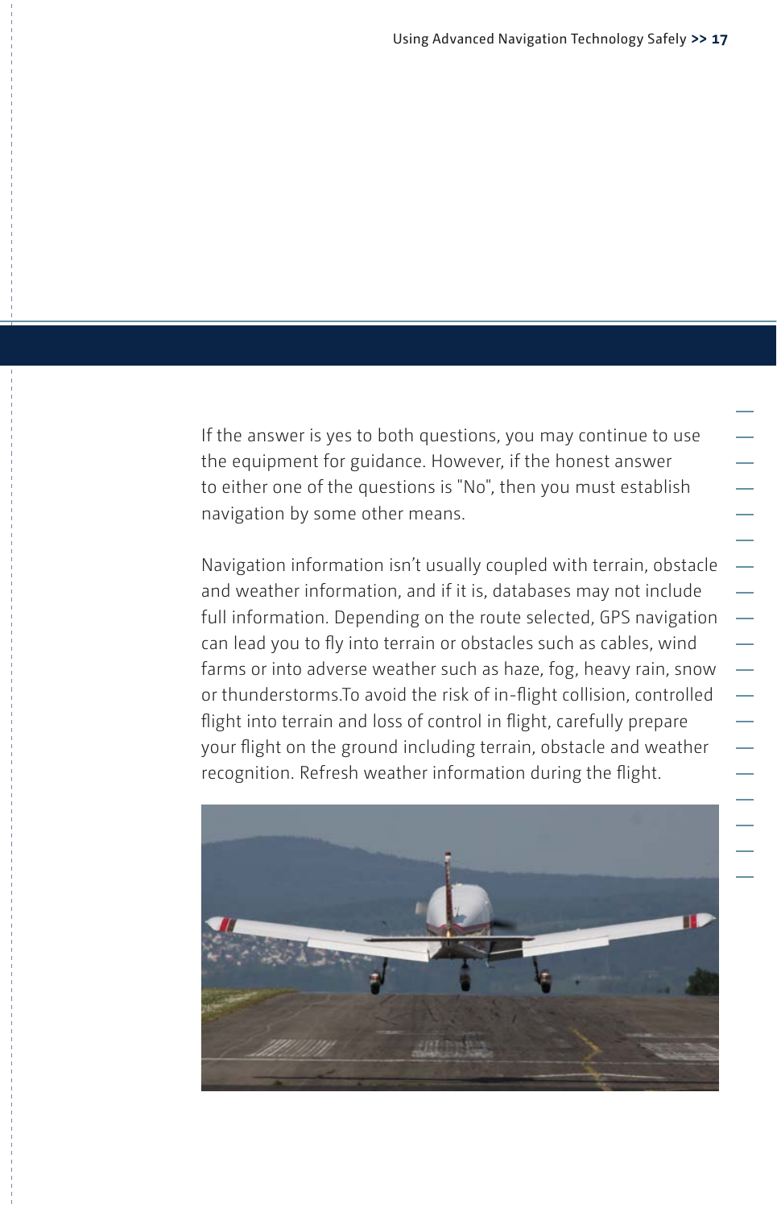If the answer is yes to both questions, you may continue to use the equipment for guidance. However, if the honest answer to either one of the questions is "No", then you must establish navigation by some other means.

Navigation information isn't usually coupled with terrain, obstacle and weather information, and if it is, databases may not include full information. Depending on the route selected, GPS navigation can lead you to fly into terrain or obstacles such as cables, wind farms or into adverse weather such as haze, fog, heavy rain, snow or thunderstorms.To avoid the risk of in-flight collision, controlled flight into terrain and loss of control in flight, carefully prepare your flight on the ground including terrain, obstacle and weather recognition. Refresh weather information during the flight.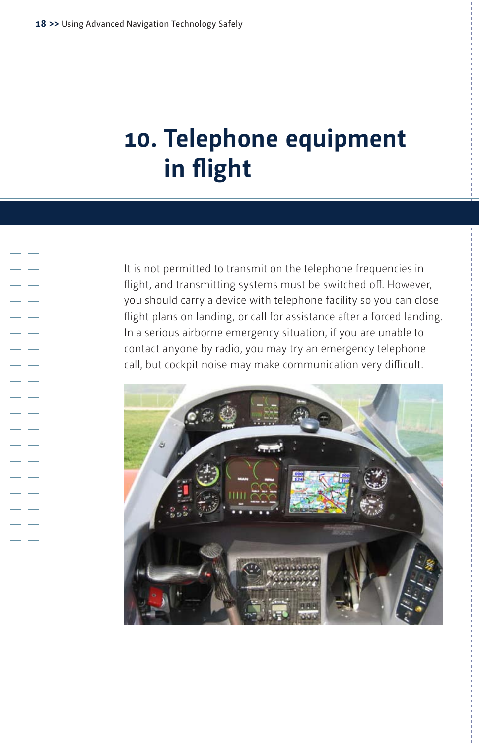# 10. Telephone equipment in flight

It is not permitted to transmit on the telephone frequencies in flight, and transmitting systems must be switched off. However, you should carry a device with telephone facility so you can close flight plans on landing, or call for assistance after a forced landing. In a serious airborne emergency situation, if you are unable to contact anyone by radio, you may try an emergency telephone call, but cockpit noise may make communication very difficult.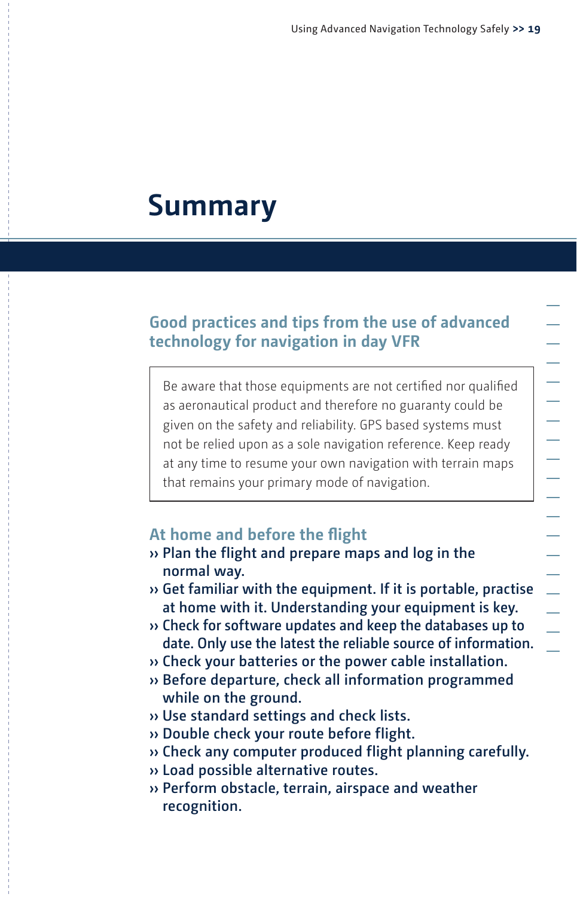# Summary

## Good practices and tips from the use of advanced technology for navigation in day VFR

> Be aware that those equipments are not certified nor qualified as aeronautical product and therefore no guaranty could be given on the safety and reliability. GPS based systems must not be relied upon as a sole navigation reference. Keep ready at any time to resume your own navigation with terrain maps that remains your primary mode of navigation.

### At home and before the flight

- Plan the flight and prepare maps and log in the normal way.
- Get familiar with the equipment. If it is portable, practise at home with it. Understanding your equipment is key.
- Check for software updates and keep the databases up to date. Only use the latest the reliable source of information.
- Check your batteries or the power cable installation.
- Before departure, check all information programmed while on the ground.
- Use standard settings and check lists.
- Double check your route before flight.
- Check any computer produced flight planning carefully.
- Load possible alternative routes.
- Perform obstacle, terrain, airspace and weather recognition.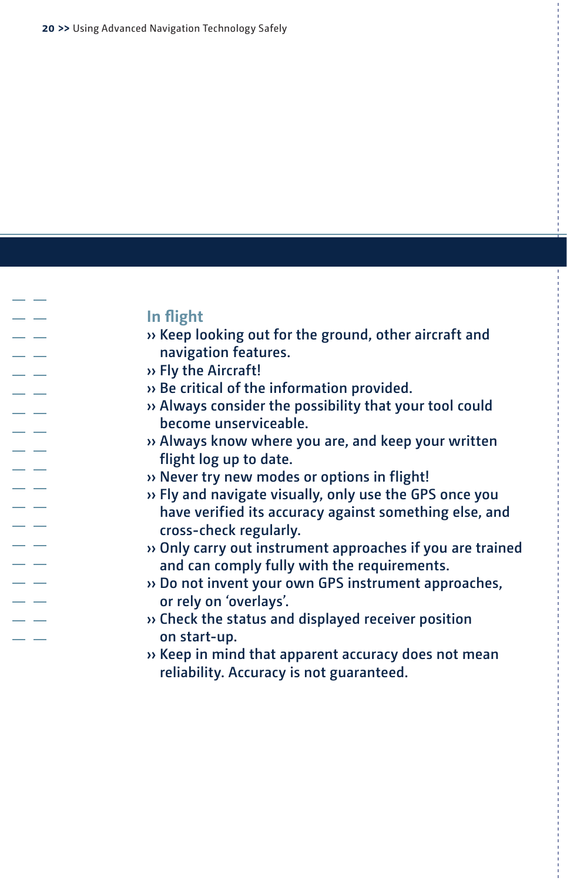## In flight

- Keep looking out for the ground, other aircraft and navigation features.
- Fly the Aircraft!
- Be critical of the information provided.
- Always consider the possibility that your tool could become unserviceable.
- Always know where you are, and keep your written flight log up to date.
- Never try new modes or options in flight!
- Fly and navigate visually, only use the GPS once you have verified its accuracy against something else, and cross-check regularly.
- Only carry out instrument approaches if you are trained and can comply fully with the requirements.
- Do not invent your own GPS instrument approaches, or rely on 'overlays'.
- Check the status and displayed receiver position on start-up.
- Keep in mind that apparent accuracy does not mean reliability. Accuracy is not guaranteed.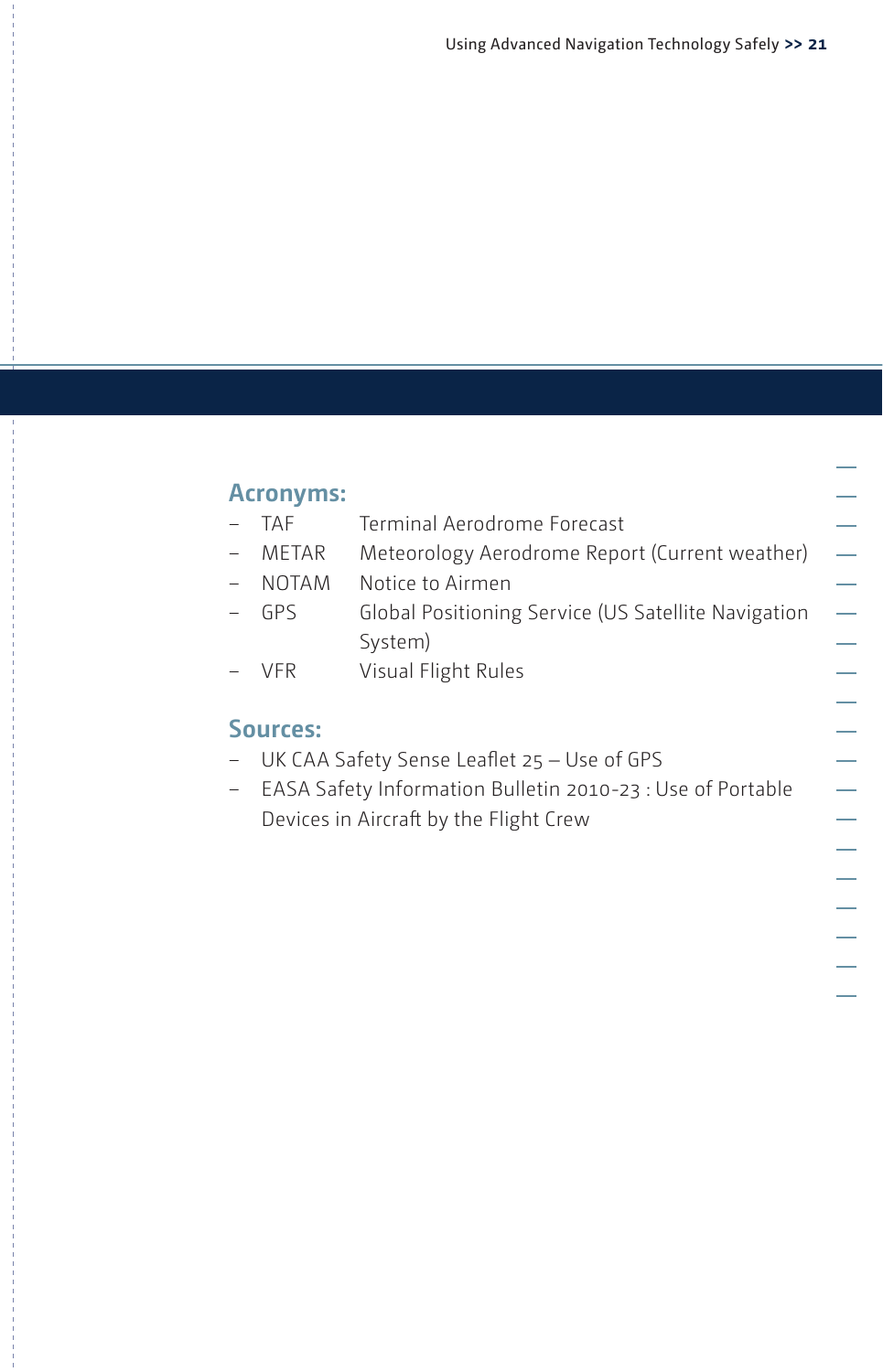## Acronyms:

- TAF Terminal Aerodrome Forecast
- METAR Meteorology Aerodrome Report (Current weather)
- NOTAM Notice to Airmen
- GPS Global Positioning Service (US Satellite Navigation System)
- VFR Visual Flight Rules

## Sources:

- UK CAA Safety Sense Leaflet 25 – Use of GPS
- EASA Safety Information Bulletin 2010-23 : Use of Portable Devices in Aircraft by the Flight Crew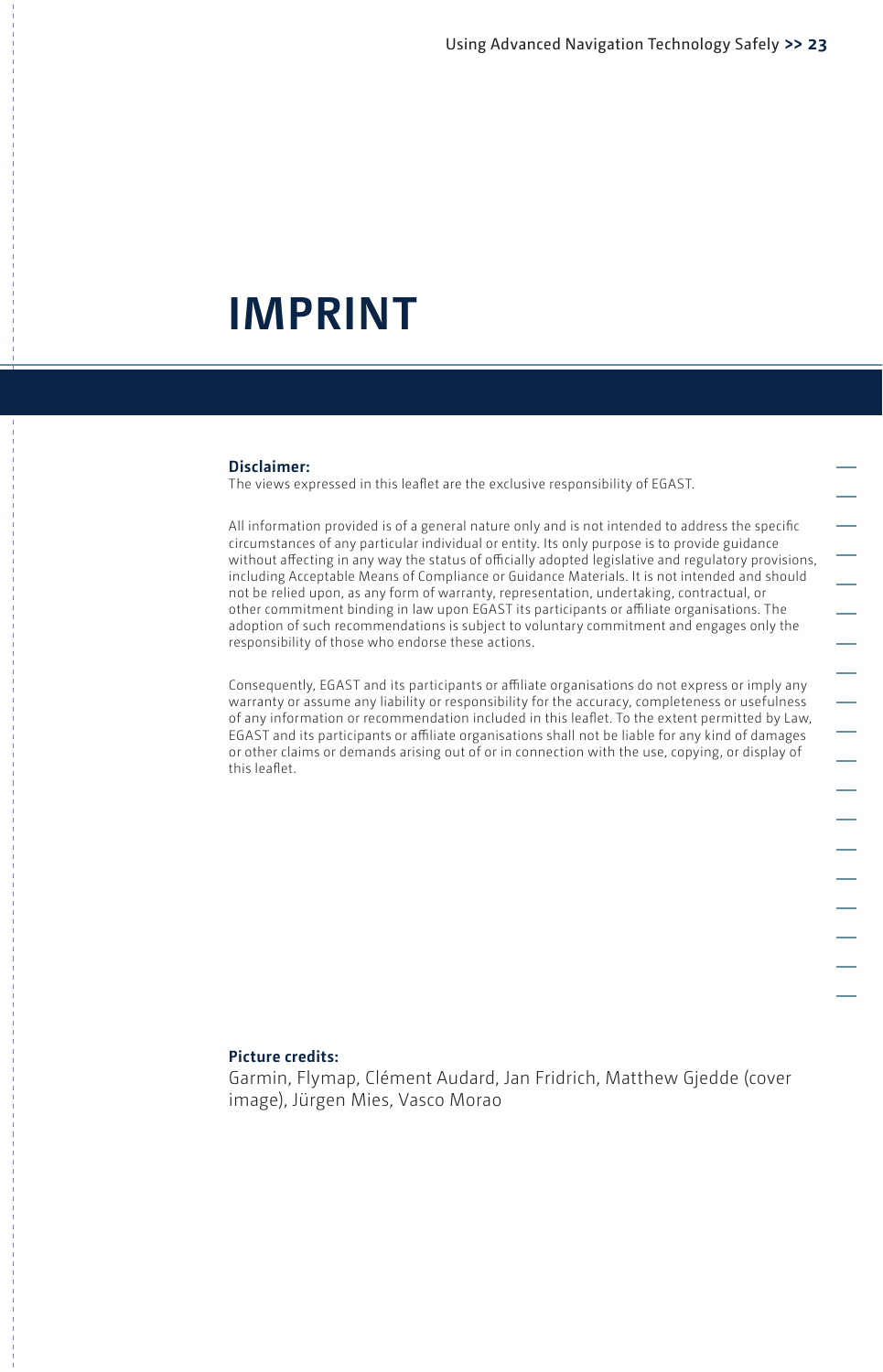# IMPRINT

**Disclaimer:**
The views expressed in this leaflet are the exclusive responsibility of EGAST.

All information provided is of a general nature only and is not intended to address the specific circumstances of any particular individual or entity. Its only purpose is to provide guidance without affecting in any way the status of officially adopted legislative and regulatory provisions, including Acceptable Means of Compliance or Guidance Materials. It is not intended and should not be relied upon, as any form of warranty, representation, undertaking, contractual, or other commitment binding in law upon EGAST its participants or affiliate organisations. The adoption of such recommendations is subject to voluntary commitment and engages only the responsibility of those who endorse these actions.

Consequently, EGAST and its participants or affiliate organisations do not express or imply any warranty or assume any liability or responsibility for the accuracy, completeness or usefulness of any information or recommendation included in this leaflet. To the extent permitted by Law, EGAST and its participants or affiliate organisations shall not be liable for any kind of damages or other claims or demands arising out of or in connection with the use, copying, or display of this leaflet.

**Picture credits:**
Garmin, Flymap, Clément Audard, Jan Fridrich, Matthew Gjedde (cover image), Jürgen Mies, Vasco Morao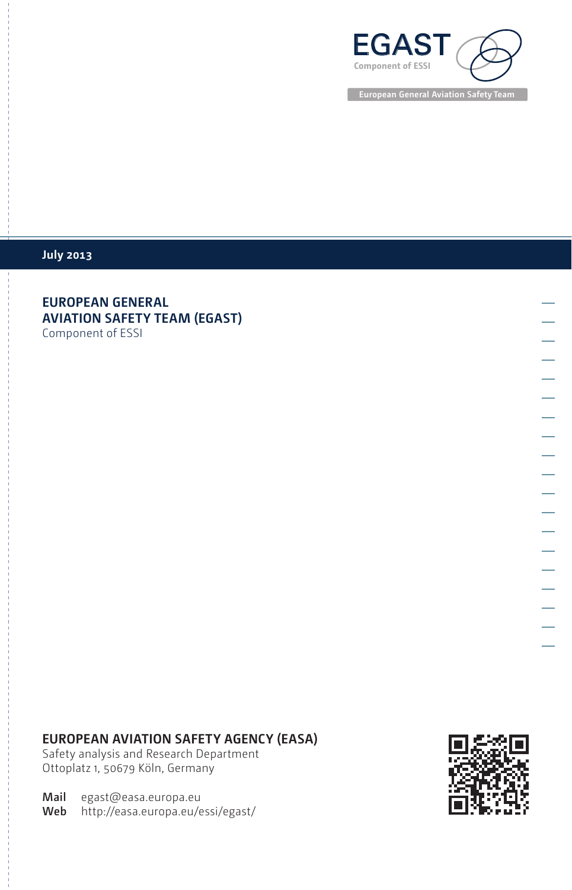EGAST

Component of ESSI

European General Aviation Safety Team

July 2013

## EUROPEAN GENERAL AVIATION SAFETY TEAM (EGAST)

Component of ESSI

## EUROPEAN AVIATION SAFETY AGENCY (EASA)

Safety analysis and Research Department
Ottoplatz 1, 50679 Köln, Germany

**Mail** egast@easa.europa.eu
**Web** http://easa.europa.eu/essi/egast/